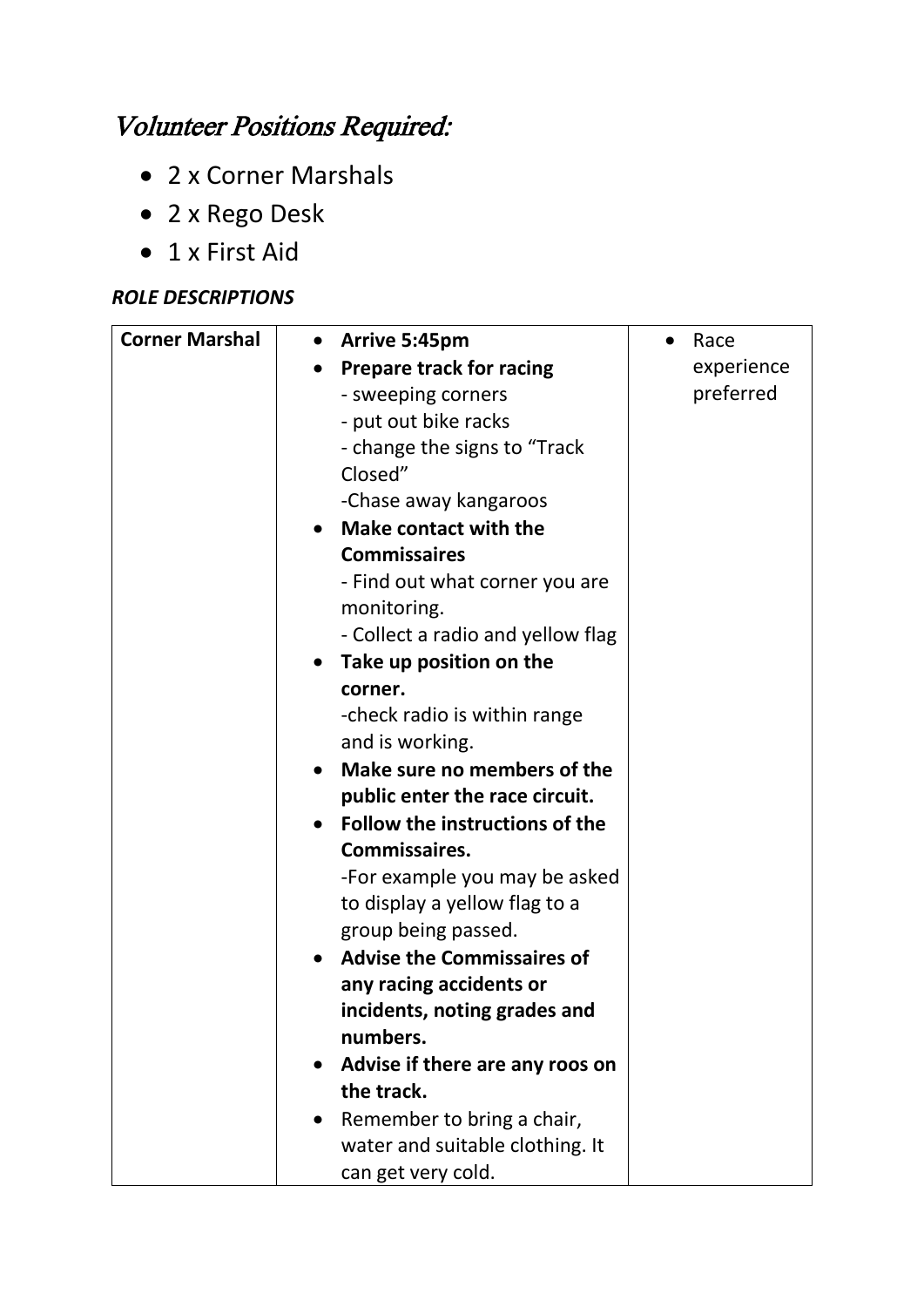# *Volunteer Positions Required:*

- 2 x Corner Marshals
- 2 x Rego Desk
- 1 x First Aid

***ROLE DESCRIPTIONS***

| Corner Marshal | <ul><li>**Arrive 5:45pm**</li><li>**Prepare track for racing**<br>- sweeping corners<br>- put out bike racks<br>- change the signs to "Track Closed"<br>-Chase away kangaroos</li><li>**Make contact with the Commissaires**<br>- Find out what corner you are monitoring.<br>- Collect a radio and yellow flag</li><li>**Take up position on the corner.**<br>-check radio is within range and is working.</li><li>**Make sure no members of the public enter the race circuit.**</li><li>**Follow the instructions of the Commissaires.**<br>-For example you may be asked to display a yellow flag to a group being passed.</li><li>**Advise the Commissaires of any racing accidents or incidents, noting grades and numbers.**</li><li>**Advise if there are any roos on the track.**</li><li>Remember to bring a chair, water and suitable clothing. It can get very cold.</li></ul> | <ul><li>Race experience preferred</li></ul> |
|---|---|---|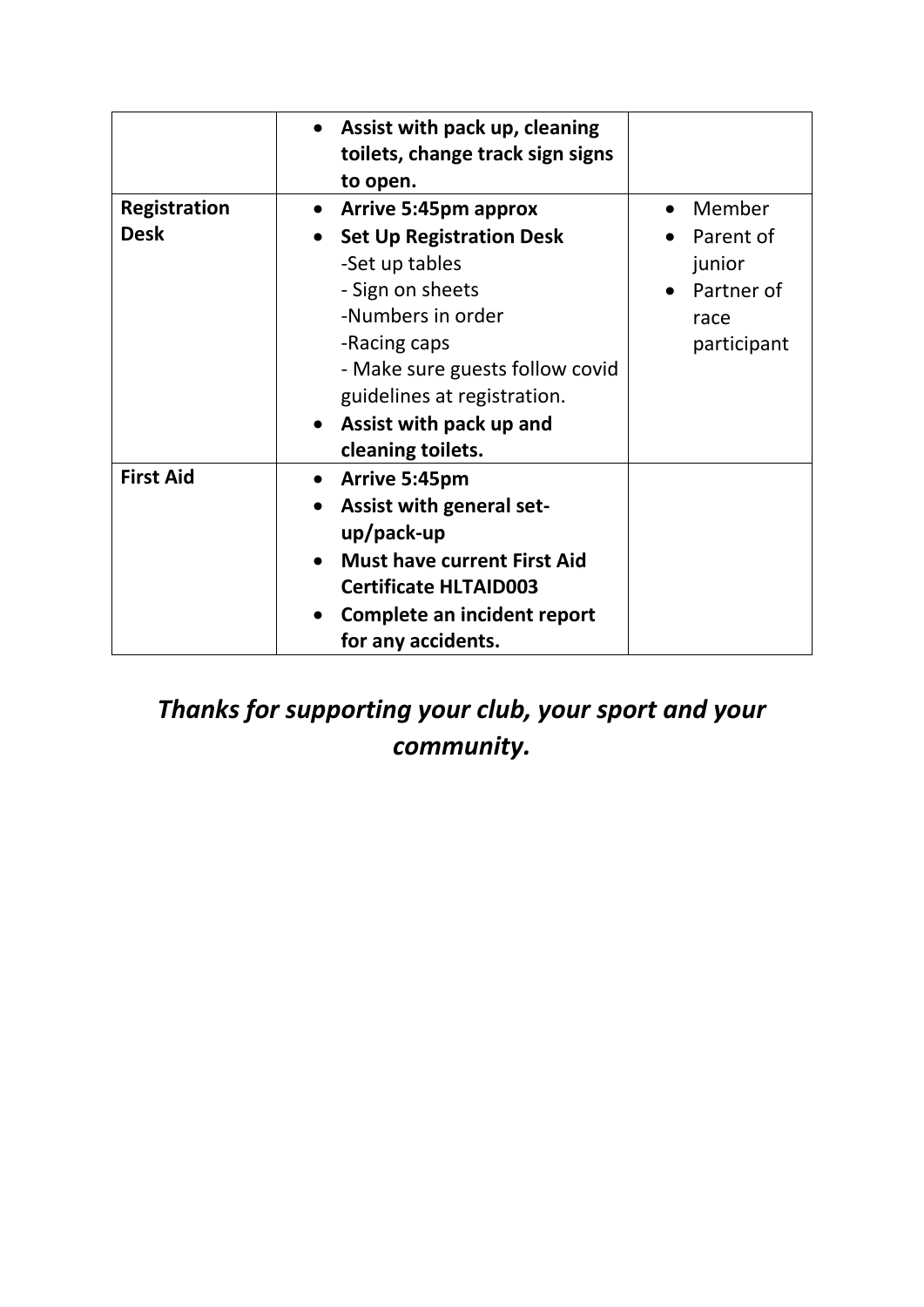| | | |
|---|---|---|
| | • **Assist with pack up, cleaning toilets, change track sign signs to open.** | |
| **Registration Desk** | • **Arrive 5:45pm approx**<br>• **Set Up Registration Desk**<br>-Set up tables<br>- Sign on sheets<br>-Numbers in order<br>-Racing caps<br>- Make sure guests follow covid guidelines at registration.<br>• **Assist with pack up and cleaning toilets.** | • Member<br>• Parent of junior<br>• Partner of race participant |
| **First Aid** | • **Arrive 5:45pm**<br>• **Assist with general set-up/pack-up**<br>• **Must have current First Aid Certificate HLTAID003**<br>• **Complete an incident report for any accidents.** | |

***Thanks for supporting your club, your sport and your community.***